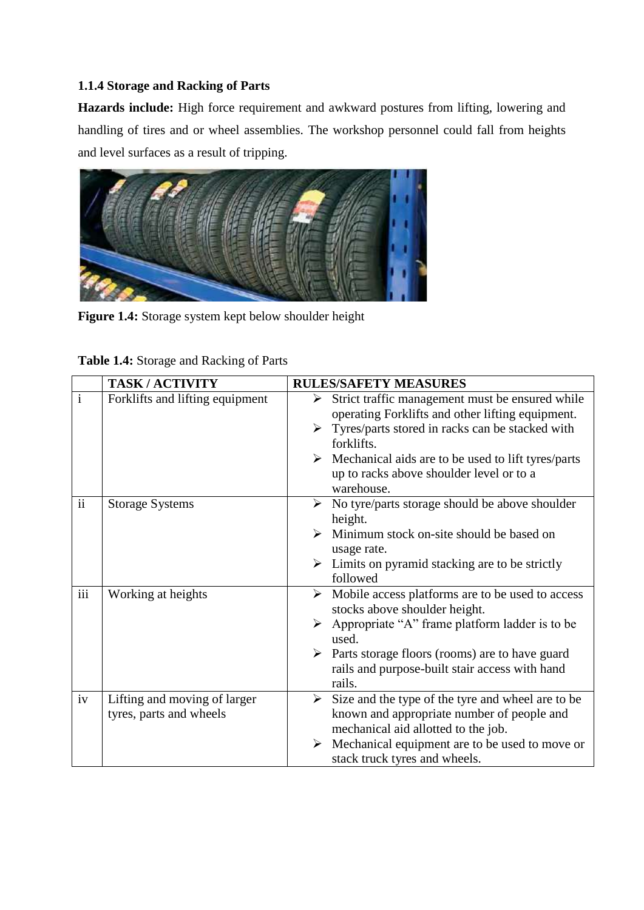### 1.1.4 Storage and Racking of Parts

**Hazards include:** High force requirement and awkward postures from lifting, lowering and handling of tires and or wheel assemblies. The workshop personnel could fall from heights and level surfaces as a result of tripping.

**Figure 1.4:** Storage system kept below shoulder height

**Table 1.4:** Storage and Racking of Parts

| | TASK / ACTIVITY | RULES/SAFETY MEASURES |
|---|---|---|
| i | Forklifts and lifting equipment | ➢ Strict traffic management must be ensured while operating Forklifts and other lifting equipment.<br>➢ Tyres/parts stored in racks can be stacked with forklifts.<br>➢ Mechanical aids are to be used to lift tyres/parts up to racks above shoulder level or to a warehouse. |
| ii | Storage Systems | ➢ No tyre/parts storage should be above shoulder height.<br>➢ Minimum stock on-site should be based on usage rate.<br>➢ Limits on pyramid stacking are to be strictly followed |
| iii | Working at heights | ➢ Mobile access platforms are to be used to access stocks above shoulder height.<br>➢ Appropriate "A" frame platform ladder is to be used.<br>➢ Parts storage floors (rooms) are to have guard rails and purpose-built stair access with hand rails. |
| iv | Lifting and moving of larger tyres, parts and wheels | ➢ Size and the type of the tyre and wheel are to be known and appropriate number of people and mechanical aid allotted to the job.<br>➢ Mechanical equipment are to be used to move or stack truck tyres and wheels. |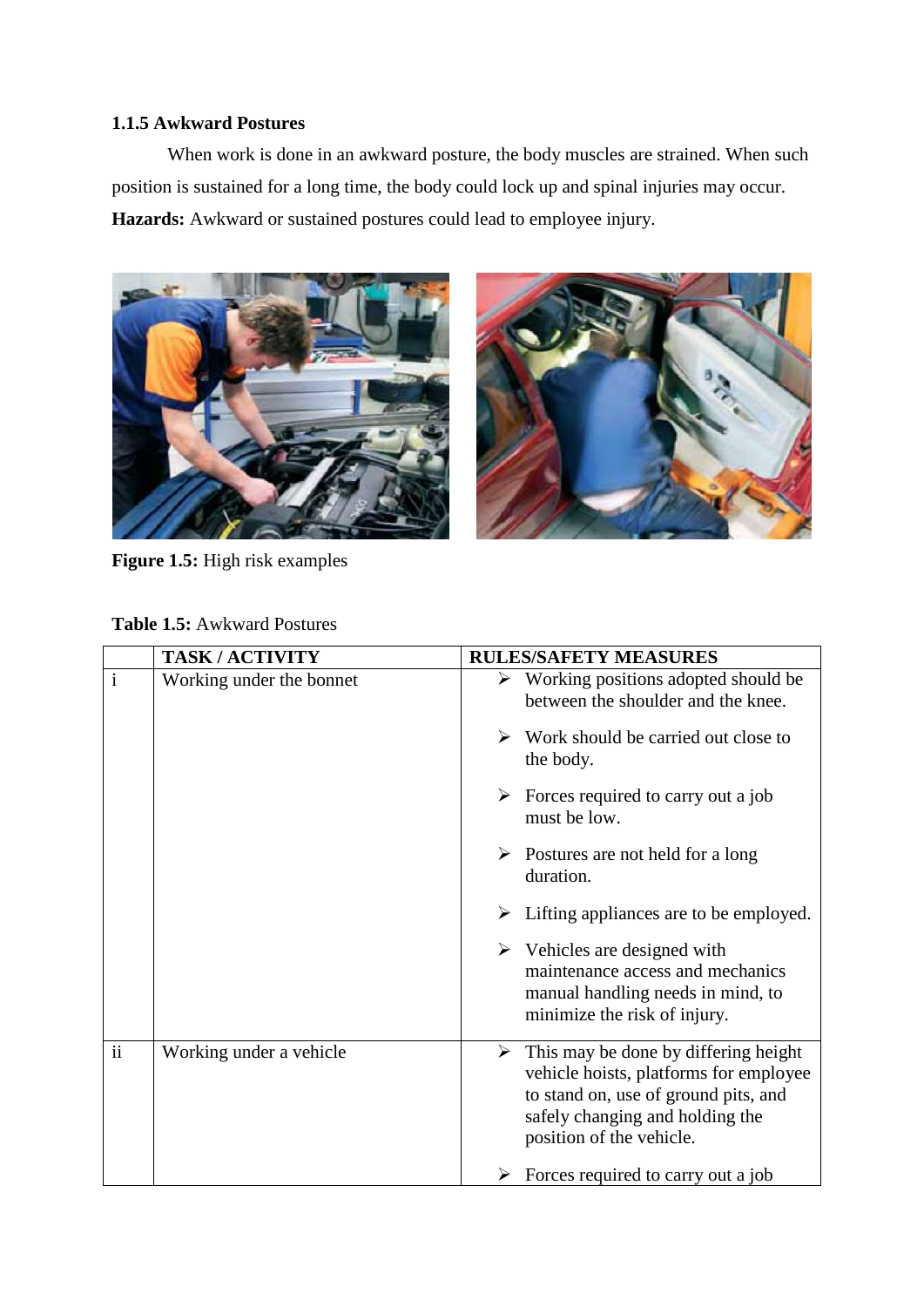### 1.1.5 Awkward Postures

When work is done in an awkward posture, the body muscles are strained. When such position is sustained for a long time, the body could lock up and spinal injuries may occur.

**Hazards:** Awkward or sustained postures could lead to employee injury.

**Figure 1.5:** High risk examples

**Table 1.5:** Awkward Postures

| | TASK / ACTIVITY | RULES/SAFETY MEASURES |
|---|---|---|
| i | Working under the bonnet | ➢ Working positions adopted should be between the shoulder and the knee.<br><br>➢ Work should be carried out close to the body.<br><br>➢ Forces required to carry out a job must be low.<br><br>➢ Postures are not held for a long duration.<br><br>➢ Lifting appliances are to be employed.<br><br>➢ Vehicles are designed with maintenance access and mechanics manual handling needs in mind, to minimize the risk of injury. |
| ii | Working under a vehicle | ➢ This may be done by differing height vehicle hoists, platforms for employee to stand on, use of ground pits, and safely changing and holding the position of the vehicle.<br><br>➢ Forces required to carry out a job |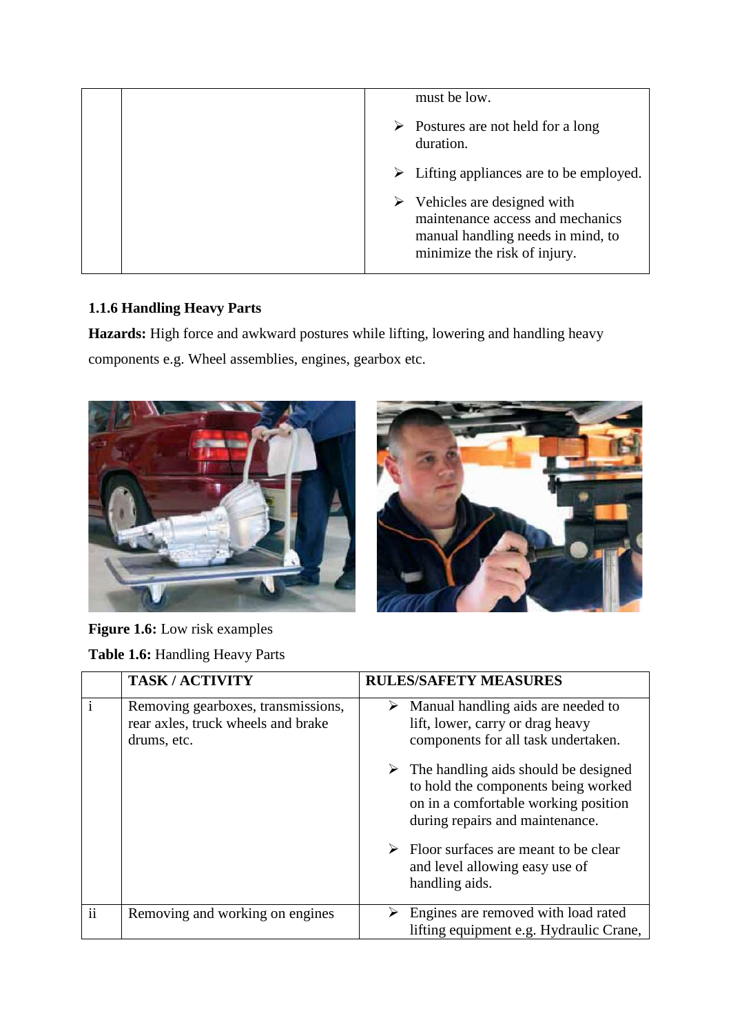| | | must be low. <br> ➢ Postures are not held for a long duration. <br> ➢ Lifting appliances are to be employed. <br> ➢ Vehicles are designed with maintenance access and mechanics manual handling needs in mind, to minimize the risk of injury. |
|---|---|---|

### 1.1.6 Handling Heavy Parts

**Hazards:** High force and awkward postures while lifting, lowering and handling heavy components e.g. Wheel assemblies, engines, gearbox etc.

**Figure 1.6:** Low risk examples

**Table 1.6:** Handling Heavy Parts

| | TASK / ACTIVITY | RULES/SAFETY MEASURES |
|---|---|---|
| i | Removing gearboxes, transmissions, rear axles, truck wheels and brake drums, etc. | ➢ Manual handling aids are needed to lift, lower, carry or drag heavy components for all task undertaken. <br> ➢ The handling aids should be designed to hold the components being worked on in a comfortable working position during repairs and maintenance. <br> ➢ Floor surfaces are meant to be clear and level allowing easy use of handling aids. |
| ii | Removing and working on engines | ➢ Engines are removed with load rated lifting equipment e.g. Hydraulic Crane, |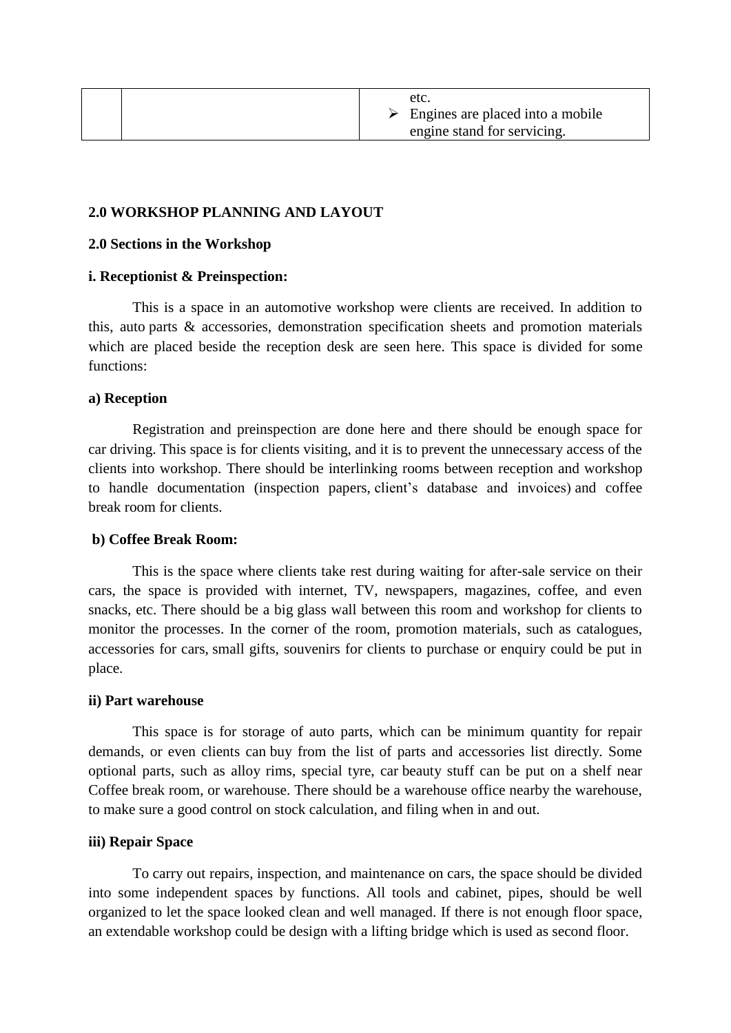| | | etc.<br>➢ Engines are placed into a mobile engine stand for servicing. |
|---|---|---|

## 2.0 WORKSHOP PLANNING AND LAYOUT

### 2.0 Sections in the Workshop

**i. Receptionist & Preinspection:**

This is a space in an automotive workshop were clients are received. In addition to this, auto parts & accessories, demonstration specification sheets and promotion materials which are placed beside the reception desk are seen here. This space is divided for some functions:

**a) Reception**

Registration and preinspection are done here and there should be enough space for car driving. This space is for clients visiting, and it is to prevent the unnecessary access of the clients into workshop. There should be interlinking rooms between reception and workshop to handle documentation (inspection papers, client's database and invoices) and coffee break room for clients.

**b) Coffee Break Room:**

This is the space where clients take rest during waiting for after-sale service on their cars, the space is provided with internet, TV, newspapers, magazines, coffee, and even snacks, etc. There should be a big glass wall between this room and workshop for clients to monitor the processes. In the corner of the room, promotion materials, such as catalogues, accessories for cars, small gifts, souvenirs for clients to purchase or enquiry could be put in place.

**ii) Part warehouse**

This space is for storage of auto parts, which can be minimum quantity for repair demands, or even clients can buy from the list of parts and accessories list directly. Some optional parts, such as alloy rims, special tyre, car beauty stuff can be put on a shelf near Coffee break room, or warehouse. There should be a warehouse office nearby the warehouse, to make sure a good control on stock calculation, and filing when in and out.

**iii) Repair Space**

To carry out repairs, inspection, and maintenance on cars, the space should be divided into some independent spaces by functions. All tools and cabinet, pipes, should be well organized to let the space looked clean and well managed. If there is not enough floor space, an extendable workshop could be design with a lifting bridge which is used as second floor.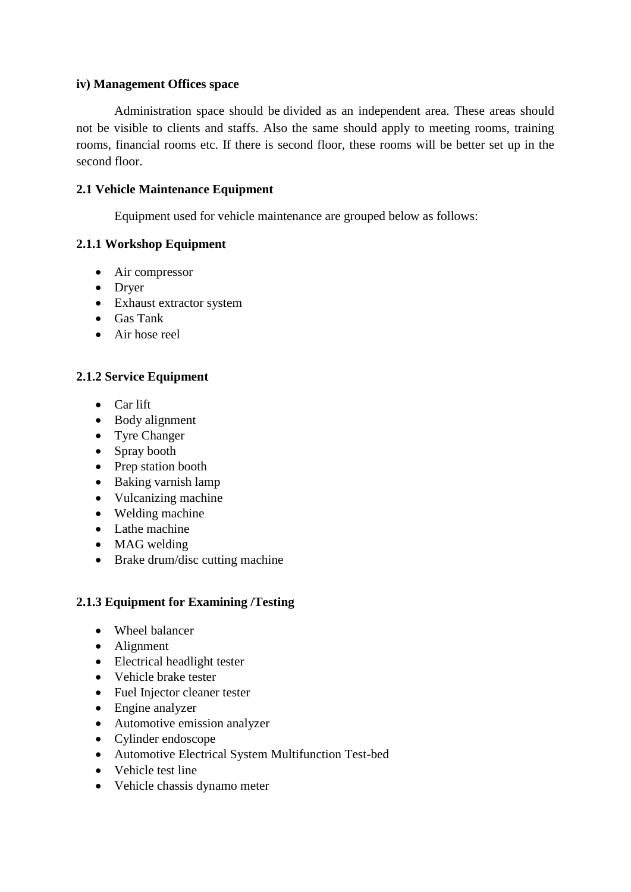**iv) Management Offices space**

Administration space should be divided as an independent area. These areas should not be visible to clients and staffs. Also the same should apply to meeting rooms, training rooms, financial rooms etc. If there is second floor, these rooms will be better set up in the second floor.

### 2.1 Vehicle Maintenance Equipment

Equipment used for vehicle maintenance are grouped below as follows:

#### 2.1.1 Workshop Equipment

- Air compressor
- Dryer
- Exhaust extractor system
- Gas Tank
- Air hose reel

#### 2.1.2 Service Equipment

- Car lift
- Body alignment
- Tyre Changer
- Spray booth
- Prep station booth
- Baking varnish lamp
- Vulcanizing machine
- Welding machine
- Lathe machine
- MAG welding
- Brake drum/disc cutting machine

#### 2.1.3 Equipment for Examining /Testing

- Wheel balancer
- Alignment
- Electrical headlight tester
- Vehicle brake tester
- Fuel Injector cleaner tester
- Engine analyzer
- Automotive emission analyzer
- Cylinder endoscope
- Automotive Electrical System Multifunction Test-bed
- Vehicle test line
- Vehicle chassis dynamo meter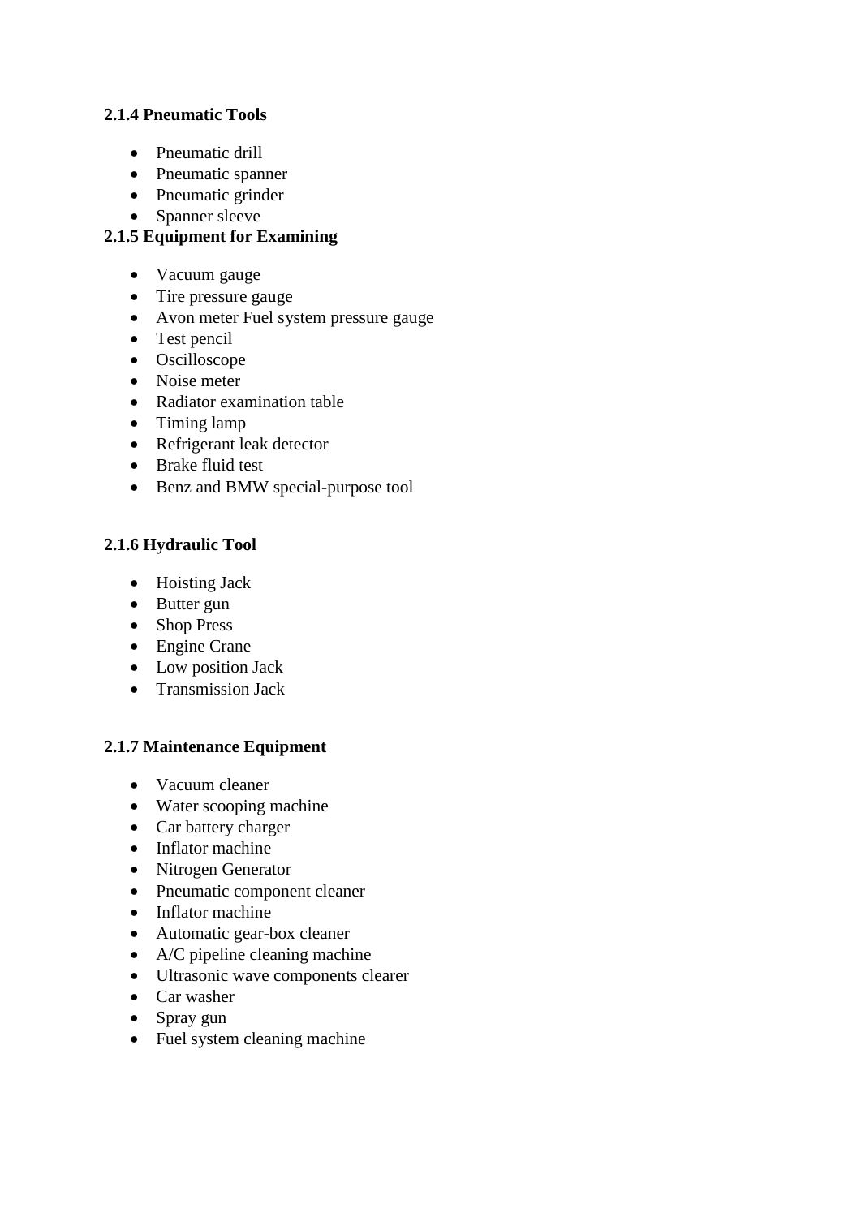### 2.1.4 Pneumatic Tools

- Pneumatic drill
- Pneumatic spanner
- Pneumatic grinder
- Spanner sleeve

### 2.1.5 Equipment for Examining

- Vacuum gauge
- Tire pressure gauge
- Avon meter Fuel system pressure gauge
- Test pencil
- Oscilloscope
- Noise meter
- Radiator examination table
- Timing lamp
- Refrigerant leak detector
- Brake fluid test
- Benz and BMW special-purpose tool

### 2.1.6 Hydraulic Tool

- Hoisting Jack
- Butter gun
- Shop Press
- Engine Crane
- Low position Jack
- Transmission Jack

### 2.1.7 Maintenance Equipment

- Vacuum cleaner
- Water scooping machine
- Car battery charger
- Inflator machine
- Nitrogen Generator
- Pneumatic component cleaner
- Inflator machine
- Automatic gear-box cleaner
- A/C pipeline cleaning machine
- Ultrasonic wave components clearer
- Car washer
- Spray gun
- Fuel system cleaning machine